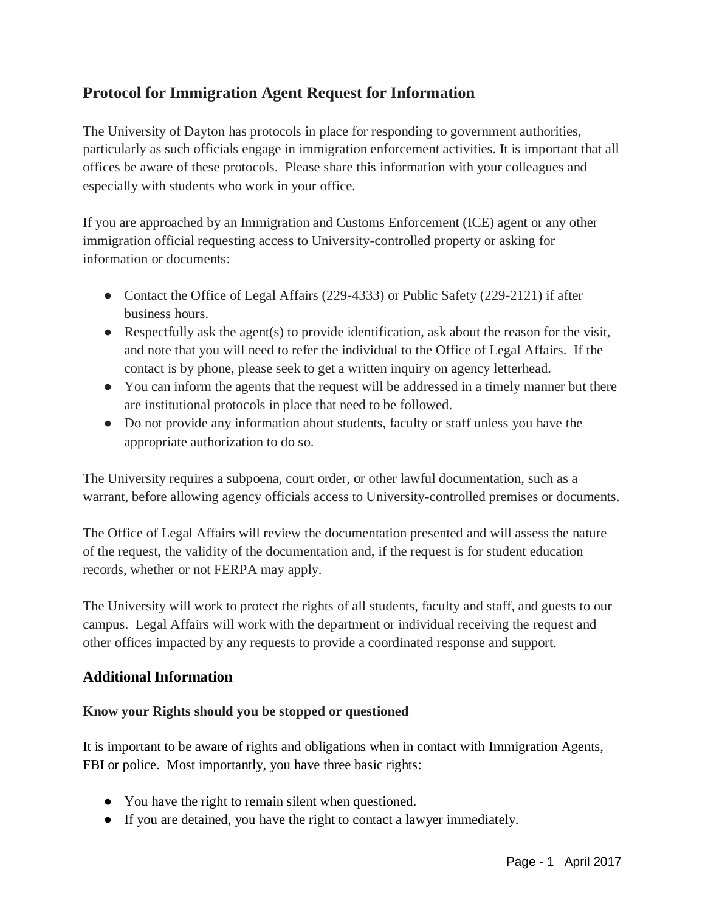## Protocol for Immigration Agent Request for Information

The University of Dayton has protocols in place for responding to government authorities, particularly as such officials engage in immigration enforcement activities. It is important that all offices be aware of these protocols. Please share this information with your colleagues and especially with students who work in your office.

If you are approached by an Immigration and Customs Enforcement (ICE) agent or any other immigration official requesting access to University-controlled property or asking for information or documents:

- Contact the Office of Legal Affairs (229-4333) or Public Safety (229-2121) if after business hours.
- Respectfully ask the agent(s) to provide identification, ask about the reason for the visit, and note that you will need to refer the individual to the Office of Legal Affairs. If the contact is by phone, please seek to get a written inquiry on agency letterhead.
- You can inform the agents that the request will be addressed in a timely manner but there are institutional protocols in place that need to be followed.
- Do not provide any information about students, faculty or staff unless you have the appropriate authorization to do so.

The University requires a subpoena, court order, or other lawful documentation, such as a warrant, before allowing agency officials access to University-controlled premises or documents.

The Office of Legal Affairs will review the documentation presented and will assess the nature of the request, the validity of the documentation and, if the request is for student education records, whether or not FERPA may apply.

The University will work to protect the rights of all students, faculty and staff, and guests to our campus. Legal Affairs will work with the department or individual receiving the request and other offices impacted by any requests to provide a coordinated response and support.

### Additional Information

#### Know your Rights should you be stopped or questioned

It is important to be aware of rights and obligations when in contact with Immigration Agents, FBI or police. Most importantly, you have three basic rights:

- You have the right to remain silent when questioned.
- If you are detained, you have the right to contact a lawyer immediately.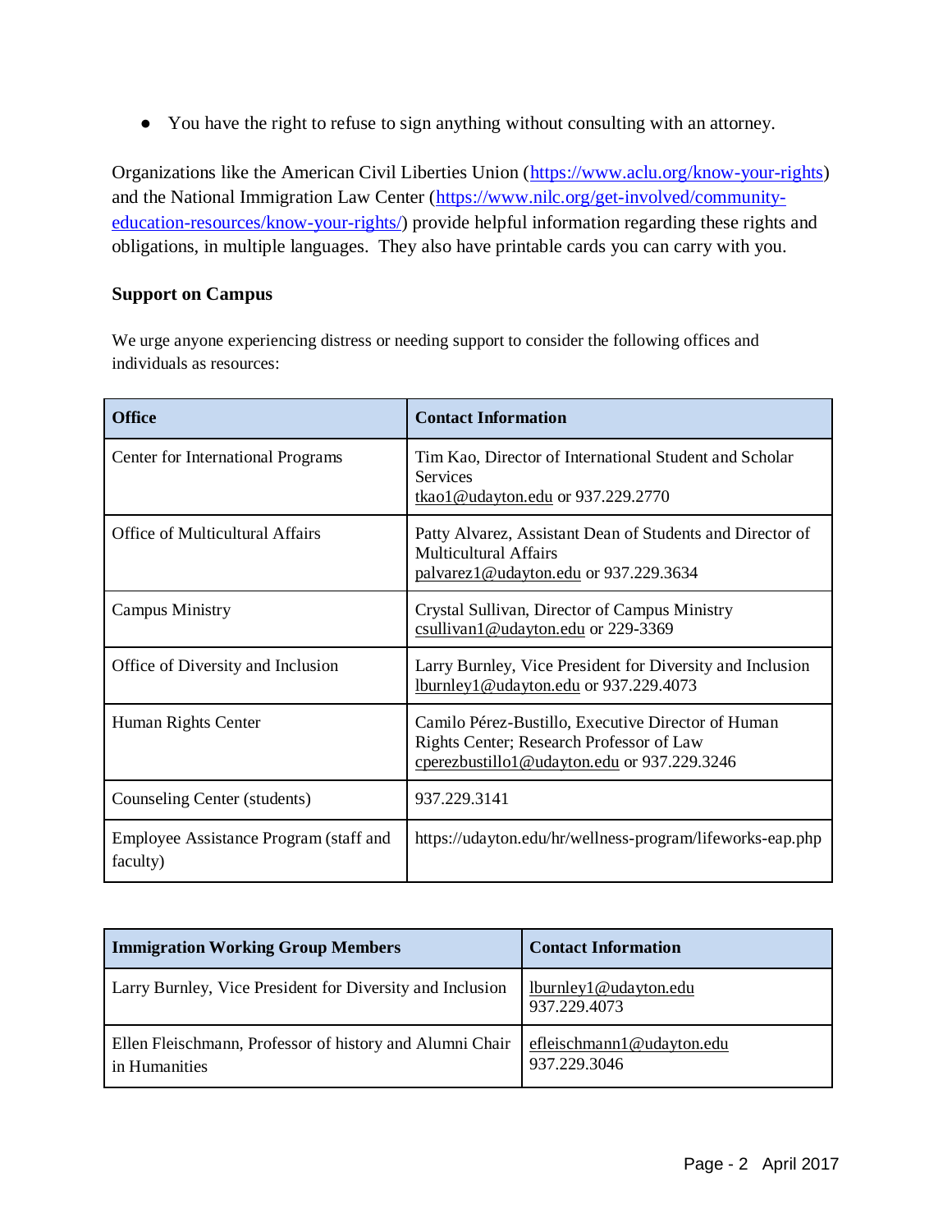- You have the right to refuse to sign anything without consulting with an attorney.

Organizations like the American Civil Liberties Union (https://www.aclu.org/know-your-rights) and the National Immigration Law Center (https://www.nilc.org/get-involved/community-education-resources/know-your-rights/) provide helpful information regarding these rights and obligations, in multiple languages. They also have printable cards you can carry with you.

**Support on Campus**

We urge anyone experiencing distress or needing support to consider the following offices and individuals as resources:

| Office | Contact Information |
|---|---|
| Center for International Programs | Tim Kao, Director of International Student and Scholar Services<br>tkao1@udayton.edu or 937.229.2770 |
| Office of Multicultural Affairs | Patty Alvarez, Assistant Dean of Students and Director of Multicultural Affairs<br>palvarez1@udayton.edu or 937.229.3634 |
| Campus Ministry | Crystal Sullivan, Director of Campus Ministry<br>csullivan1@udayton.edu or 229-3369 |
| Office of Diversity and Inclusion | Larry Burnley, Vice President for Diversity and Inclusion<br>lburnley1@udayton.edu or 937.229.4073 |
| Human Rights Center | Camilo Pérez-Bustillo, Executive Director of Human Rights Center; Research Professor of Law<br>cperezbustillo1@udayton.edu or 937.229.3246 |
| Counseling Center (students) | 937.229.3141 |
| Employee Assistance Program (staff and faculty) | https://udayton.edu/hr/wellness-program/lifeworks-eap.php |

| Immigration Working Group Members | Contact Information |
|---|---|
| Larry Burnley, Vice President for Diversity and Inclusion | lburnley1@udayton.edu<br>937.229.4073 |
| Ellen Fleischmann, Professor of history and Alumni Chair in Humanities | efleischmann1@udayton.edu<br>937.229.3046 |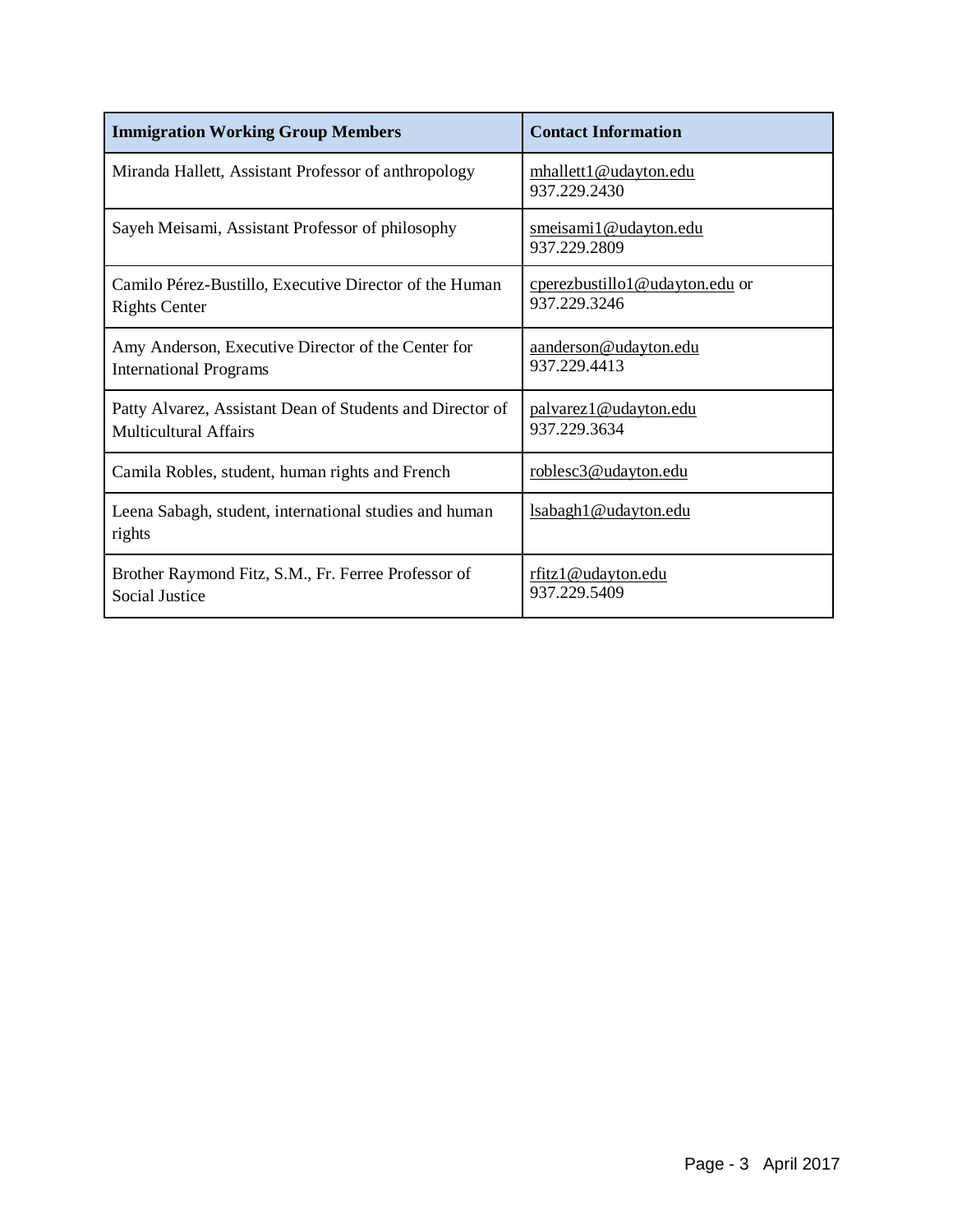| Immigration Working Group Members | Contact Information |
| --- | --- |
| Miranda Hallett, Assistant Professor of anthropology | mhallett1@udayton.edu<br>937.229.2430 |
| Sayeh Meisami, Assistant Professor of philosophy | smeisami1@udayton.edu<br>937.229.2809 |
| Camilo Pérez-Bustillo, Executive Director of the Human Rights Center | cperezbustillo1@udayton.edu or<br>937.229.3246 |
| Amy Anderson, Executive Director of the Center for International Programs | aanderson@udayton.edu<br>937.229.4413 |
| Patty Alvarez, Assistant Dean of Students and Director of Multicultural Affairs | palvarez1@udayton.edu<br>937.229.3634 |
| Camila Robles, student, human rights and French | roblesc3@udayton.edu |
| Leena Sabagh, student, international studies and human rights | lsabagh1@udayton.edu |
| Brother Raymond Fitz, S.M., Fr. Ferree Professor of Social Justice | rfitz1@udayton.edu<br>937.229.5409 |